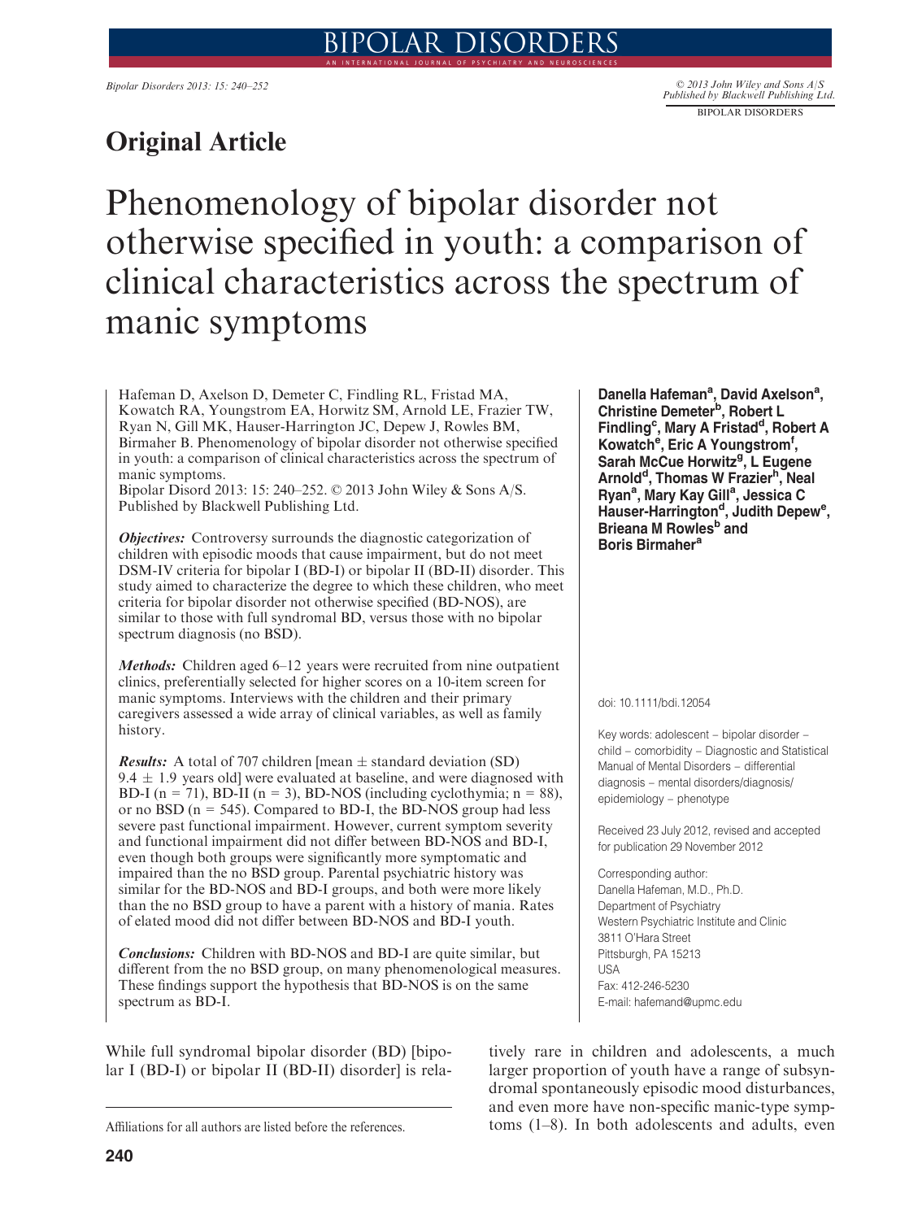## Original Article

# Phenomenology of bipolar disorder not otherwise specified in youth: a comparison of clinical characteristics across the spectrum of manic symptoms

Hafeman D, Axelson D, Demeter C, Findling RL, Fristad MA, Kowatch RA, Youngstrom EA, Horwitz SM, Arnold LE, Frazier TW, Ryan N, Gill MK, Hauser-Harrington JC, Depew J, Rowles BM, Birmaher B. Phenomenology of bipolar disorder not otherwise specified in youth: a comparison of clinical characteristics across the spectrum of manic symptoms.
Bipolar Disord 2013: 15: 240–252. © 2013 John Wiley & Sons A/S. Published by Blackwell Publishing Ltd.

**Danella Hafeman[a], David Axelson[a], Christine Demeter[b], Robert L Findling[c], Mary A Fristad[d], Robert A Kowatch[e], Eric A Youngstrom[f], Sarah McCue Horwitz[g], L Eugene Arnold[d], Thomas W Frazier[h], Neal Ryan[a], Mary Kay Gill[a], Jessica C Hauser-Harrington[d], Judith Depew[e], Brieana M Rowles[b] and Boris Birmaher[a]**

***Objectives:*** Controversy surrounds the diagnostic categorization of children with episodic moods that cause impairment, but do not meet DSM-IV criteria for bipolar I (BD-I) or bipolar II (BD-II) disorder. This study aimed to characterize the degree to which these children, who meet criteria for bipolar disorder not otherwise specified (BD-NOS), are similar to those with full syndromal BD, versus those with no bipolar spectrum diagnosis (no BSD).

***Methods:*** Children aged 6–12 years were recruited from nine outpatient clinics, preferentially selected for higher scores on a 10-item screen for manic symptoms. Interviews with the children and their primary caregivers assessed a wide array of clinical variables, as well as family history.

***Results:*** A total of 707 children [mean ± standard deviation (SD) 9.4 ± 1.9 years old] were evaluated at baseline, and were diagnosed with BD-I (n = 71), BD-II (n = 3), BD-NOS (including cyclothymia; n = 88), or no BSD (n = 545). Compared to BD-I, the BD-NOS group had less severe past functional impairment. However, current symptom severity and functional impairment did not differ between BD-NOS and BD-I, even though both groups were significantly more symptomatic and impaired than the no BSD group. Parental psychiatric history was similar for the BD-NOS and BD-I groups, and both were more likely than the no BSD group to have a parent with a history of mania. Rates of elated mood did not differ between BD-NOS and BD-I youth.

***Conclusions:*** Children with BD-NOS and BD-I are quite similar, but different from the no BSD group, on many phenomenological measures. These findings support the hypothesis that BD-NOS is on the same spectrum as BD-I.

doi: 10.1111/bdi.12054

Key words: adolescent – bipolar disorder – child – comorbidity – Diagnostic and Statistical Manual of Mental Disorders – differential diagnosis – mental disorders/diagnosis/epidemiology – phenotype

Received 23 July 2012, revised and accepted for publication 29 November 2012

Corresponding author:
Danella Hafeman, M.D., Ph.D.
Department of Psychiatry
Western Psychiatric Institute and Clinic
3811 O'Hara Street
Pittsburgh, PA 15213
USA
Fax: 412-246-5230
E-mail: hafemand@upmc.edu

While full syndromal bipolar disorder (BD) [bipolar I (BD-I) or bipolar II (BD-II) disorder] is relatively rare in children and adolescents, a much larger proportion of youth have a range of subsyndromal spontaneously episodic mood disturbances, and even more have non-specific manic-type symptoms (1–8). In both adolescents and adults, even

Affiliations for all authors are listed before the references.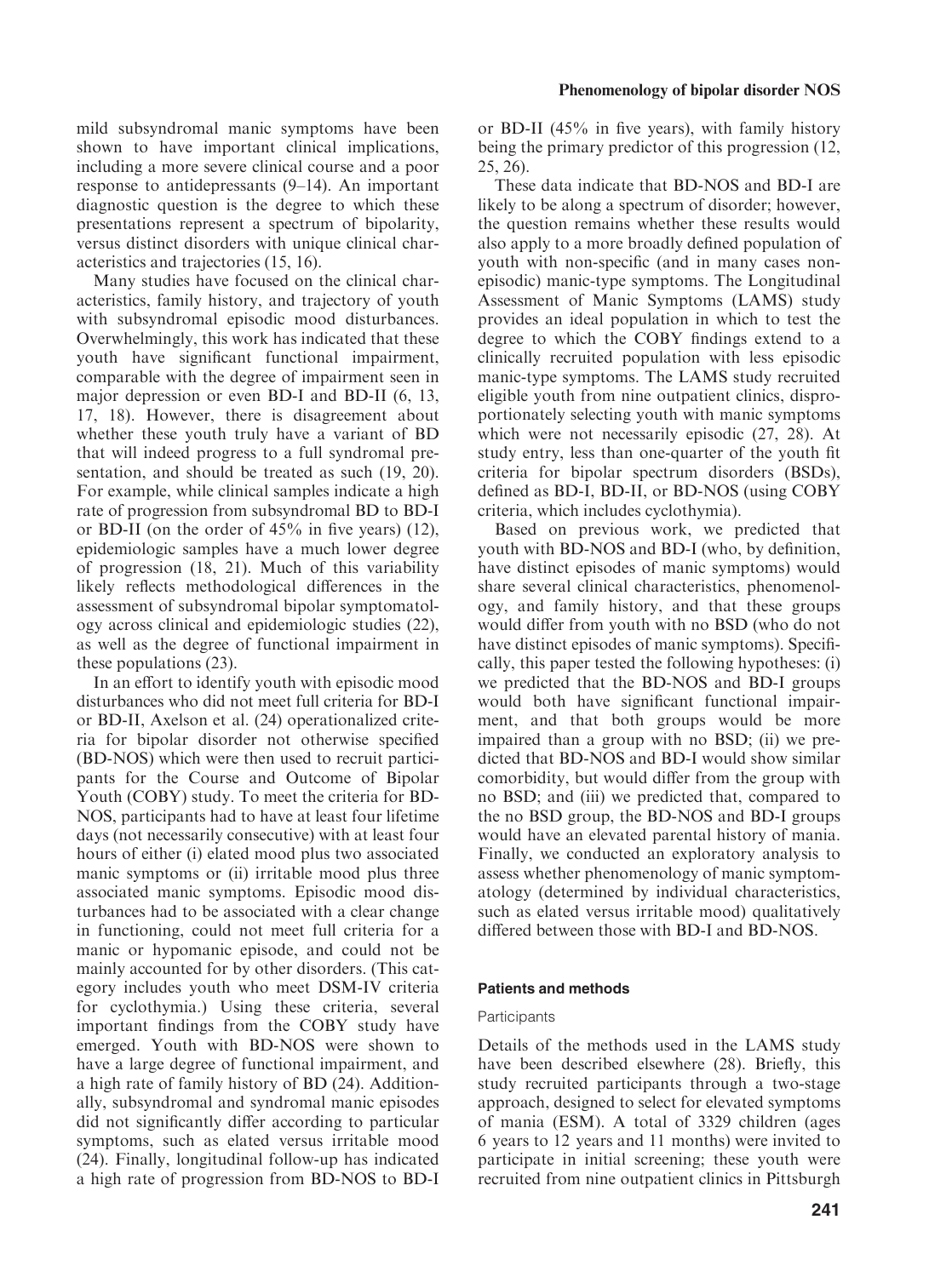mild subsyndromal manic symptoms have been shown to have important clinical implications, including a more severe clinical course and a poor response to antidepressants (9–14). An important diagnostic question is the degree to which these presentations represent a spectrum of bipolarity, versus distinct disorders with unique clinical characteristics and trajectories (15, 16).

Many studies have focused on the clinical characteristics, family history, and trajectory of youth with subsyndromal episodic mood disturbances. Overwhelmingly, this work has indicated that these youth have significant functional impairment, comparable with the degree of impairment seen in major depression or even BD-I and BD-II (6, 13, 17, 18). However, there is disagreement about whether these youth truly have a variant of BD that will indeed progress to a full syndromal presentation, and should be treated as such (19, 20). For example, while clinical samples indicate a high rate of progression from subsyndromal BD to BD-I or BD-II (on the order of 45% in five years) (12), epidemiologic samples have a much lower degree of progression (18, 21). Much of this variability likely reflects methodological differences in the assessment of subsyndromal bipolar symptomatology across clinical and epidemiologic studies (22), as well as the degree of functional impairment in these populations (23).

In an effort to identify youth with episodic mood disturbances who did not meet full criteria for BD-I or BD-II, Axelson et al. (24) operationalized criteria for bipolar disorder not otherwise specified (BD-NOS) which were then used to recruit participants for the Course and Outcome of Bipolar Youth (COBY) study. To meet the criteria for BD-NOS, participants had to have at least four lifetime days (not necessarily consecutive) with at least four hours of either (i) elated mood plus two associated manic symptoms or (ii) irritable mood plus three associated manic symptoms. Episodic mood disturbances had to be associated with a clear change in functioning, could not meet full criteria for a manic or hypomanic episode, and could not be mainly accounted for by other disorders. (This category includes youth who meet DSM-IV criteria for cyclothymia.) Using these criteria, several important findings from the COBY study have emerged. Youth with BD-NOS were shown to have a large degree of functional impairment, and a high rate of family history of BD (24). Additionally, subsyndromal and syndromal manic episodes did not significantly differ according to particular symptoms, such as elated versus irritable mood (24). Finally, longitudinal follow-up has indicated a high rate of progression from BD-NOS to BD-I or BD-II (45% in five years), with family history being the primary predictor of this progression (12, 25, 26).

These data indicate that BD-NOS and BD-I are likely to be along a spectrum of disorder; however, the question remains whether these results would also apply to a more broadly defined population of youth with non-specific (and in many cases non-episodic) manic-type symptoms. The Longitudinal Assessment of Manic Symptoms (LAMS) study provides an ideal population in which to test the degree to which the COBY findings extend to a clinically recruited population with less episodic manic-type symptoms. The LAMS study recruited eligible youth from nine outpatient clinics, disproportionately selecting youth with manic symptoms which were not necessarily episodic (27, 28). At study entry, less than one-quarter of the youth fit criteria for bipolar spectrum disorders (BSDs), defined as BD-I, BD-II, or BD-NOS (using COBY criteria, which includes cyclothymia).

Based on previous work, we predicted that youth with BD-NOS and BD-I (who, by definition, have distinct episodes of manic symptoms) would share several clinical characteristics, phenomenology, and family history, and that these groups would differ from youth with no BSD (who do not have distinct episodes of manic symptoms). Specifically, this paper tested the following hypotheses: (i) we predicted that the BD-NOS and BD-I groups would both have significant functional impairment, and that both groups would be more impaired than a group with no BSD; (ii) we predicted that BD-NOS and BD-I would show similar comorbidity, but would differ from the group with no BSD; and (iii) we predicted that, compared to the no BSD group, the BD-NOS and BD-I groups would have an elevated parental history of mania. Finally, we conducted an exploratory analysis to assess whether phenomenology of manic symptomatology (determined by individual characteristics, such as elated versus irritable mood) qualitatively differed between those with BD-I and BD-NOS.

## Patients and methods

### Participants

Details of the methods used in the LAMS study have been described elsewhere (28). Briefly, this study recruited participants through a two-stage approach, designed to select for elevated symptoms of mania (ESM). A total of 3329 children (ages 6 years to 12 years and 11 months) were invited to participate in initial screening; these youth were recruited from nine outpatient clinics in Pittsburgh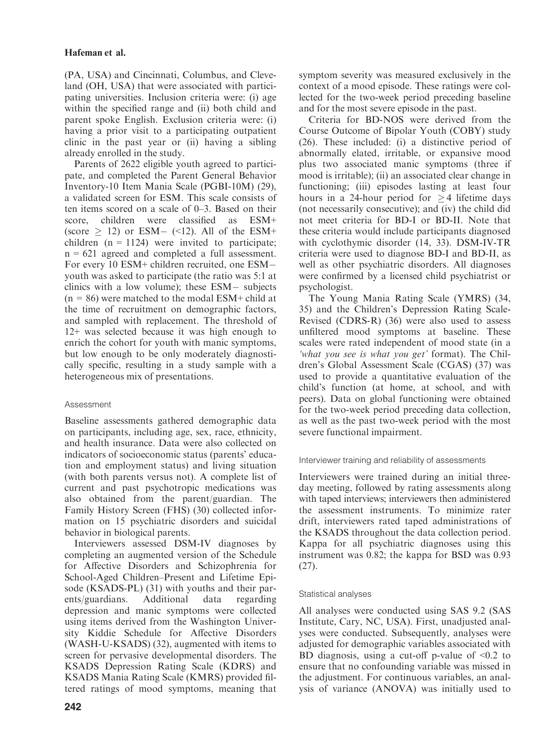(PA, USA) and Cincinnati, Columbus, and Cleveland (OH, USA) that were associated with participating universities. Inclusion criteria were: (i) age within the specified range and (ii) both child and parent spoke English. Exclusion criteria were: (i) having a prior visit to a participating outpatient clinic in the past year or (ii) having a sibling already enrolled in the study.

Parents of 2622 eligible youth agreed to participate, and completed the Parent General Behavior Inventory-10 Item Mania Scale (PGBI-10M) (29), a validated screen for ESM. This scale consists of ten items scored on a scale of 0–3. Based on their score, children were classified as ESM+ (score $\geq$ 12) or ESM− (<12). All of the ESM+ children (n = 1124) were invited to participate; n = 621 agreed and completed a full assessment. For every 10 ESM+ children recruited, one ESM− youth was asked to participate (the ratio was 5:1 at clinics with a low volume); these ESM− subjects (n = 86) were matched to the modal ESM+ child at the time of recruitment on demographic factors, and sampled with replacement. The threshold of 12+ was selected because it was high enough to enrich the cohort for youth with manic symptoms, but low enough to be only moderately diagnostically specific, resulting in a study sample with a heterogeneous mix of presentations.

### Assessment

Baseline assessments gathered demographic data on participants, including age, sex, race, ethnicity, and health insurance. Data were also collected on indicators of socioeconomic status (parents' education and employment status) and living situation (with both parents versus not). A complete list of current and past psychotropic medications was also obtained from the parent/guardian. The Family History Screen (FHS) (30) collected information on 15 psychiatric disorders and suicidal behavior in biological parents.

Interviewers assessed DSM-IV diagnoses by completing an augmented version of the Schedule for Affective Disorders and Schizophrenia for School-Aged Children–Present and Lifetime Episode (KSADS-PL) (31) with youths and their parents/guardians. Additional data regarding depression and manic symptoms were collected using items derived from the Washington University Kiddie Schedule for Affective Disorders (WASH-U-KSADS) (32), augmented with items to screen for pervasive developmental disorders. The KSADS Depression Rating Scale (KDRS) and KSADS Mania Rating Scale (KMRS) provided filtered ratings of mood symptoms, meaning that symptom severity was measured exclusively in the context of a mood episode. These ratings were collected for the two-week period preceding baseline and for the most severe episode in the past.

Criteria for BD-NOS were derived from the Course Outcome of Bipolar Youth (COBY) study (26). These included: (i) a distinctive period of abnormally elated, irritable, or expansive mood plus two associated manic symptoms (three if mood is irritable); (ii) an associated clear change in functioning; (iii) episodes lasting at least four hours in a 24-hour period for $\geq$ 4 lifetime days (not necessarily consecutive); and (iv) the child did not meet criteria for BD-I or BD-II. Note that these criteria would include participants diagnosed with cyclothymic disorder (14, 33). DSM-IV-TR criteria were used to diagnose BD-I and BD-II, as well as other psychiatric disorders. All diagnoses were confirmed by a licensed child psychiatrist or psychologist.

The Young Mania Rating Scale (YMRS) (34, 35) and the Children's Depression Rating Scale-Revised (CDRS-R) (36) were also used to assess unfiltered mood symptoms at baseline. These scales were rated independent of mood state (in a *'what you see is what you get'* format). The Children's Global Assessment Scale (CGAS) (37) was used to provide a quantitative evaluation of the child's function (at home, at school, and with peers). Data on global functioning were obtained for the two-week period preceding data collection, as well as the past two-week period with the most severe functional impairment.

### Interviewer training and reliability of assessments

Interviewers were trained during an initial three-day meeting, followed by rating assessments along with taped interviews; interviewers then administered the assessment instruments. To minimize rater drift, interviewers rated taped administrations of the KSADS throughout the data collection period. Kappa for all psychiatric diagnoses using this instrument was 0.82; the kappa for BSD was 0.93 (27).

### Statistical analyses

All analyses were conducted using SAS 9.2 (SAS Institute, Cary, NC, USA). First, unadjusted analyses were conducted. Subsequently, analyses were adjusted for demographic variables associated with BD diagnosis, using a cut-off p-value of <0.2 to ensure that no confounding variable was missed in the adjustment. For continuous variables, an analysis of variance (ANOVA) was initially used to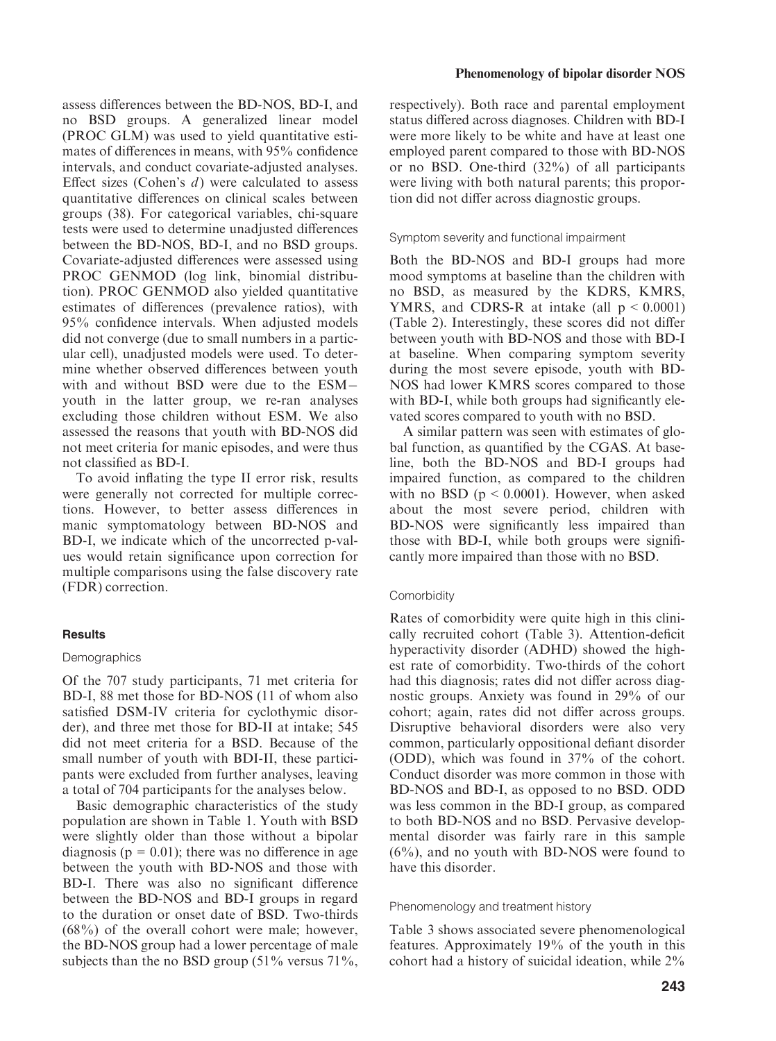assess differences between the BD-NOS, BD-I, and no BSD groups. A generalized linear model (PROC GLM) was used to yield quantitative estimates of differences in means, with 95% confidence intervals, and conduct covariate-adjusted analyses. Effect sizes (Cohen's $d$) were calculated to assess quantitative differences on clinical scales between groups (38). For categorical variables, chi-square tests were used to determine unadjusted differences between the BD-NOS, BD-I, and no BSD groups. Covariate-adjusted differences were assessed using PROC GENMOD (log link, binomial distribution). PROC GENMOD also yielded quantitative estimates of differences (prevalence ratios), with 95% confidence intervals. When adjusted models did not converge (due to small numbers in a particular cell), unadjusted models were used. To determine whether observed differences between youth with and without BSD were due to the ESM– youth in the latter group, we re-ran analyses excluding those children without ESM. We also assessed the reasons that youth with BD-NOS did not meet criteria for manic episodes, and were thus not classified as BD-I.

To avoid inflating the type II error risk, results were generally not corrected for multiple corrections. However, to better assess differences in manic symptomatology between BD-NOS and BD-I, we indicate which of the uncorrected p-values would retain significance upon correction for multiple comparisons using the false discovery rate (FDR) correction.

## Results

### Demographics

Of the 707 study participants, 71 met criteria for BD-I, 88 met those for BD-NOS (11 of whom also satisfied DSM-IV criteria for cyclothymic disorder), and three met those for BD-II at intake; 545 did not meet criteria for a BSD. Because of the small number of youth with BDI-II, these participants were excluded from further analyses, leaving a total of 704 participants for the analyses below.

Basic demographic characteristics of the study population are shown in Table 1. Youth with BSD were slightly older than those without a bipolar diagnosis ($p = 0.01$); there was no difference in age between the youth with BD-NOS and those with BD-I. There was also no significant difference between the BD-NOS and BD-I groups in regard to the duration or onset date of BSD. Two-thirds (68%) of the overall cohort were male; however, the BD-NOS group had a lower percentage of male subjects than the no BSD group (51% versus 71%, respectively). Both race and parental employment status differed across diagnoses. Children with BD-I were more likely to be white and have at least one employed parent compared to those with BD-NOS or no BSD. One-third (32%) of all participants were living with both natural parents; this proportion did not differ across diagnostic groups.

### Symptom severity and functional impairment

Both the BD-NOS and BD-I groups had more mood symptoms at baseline than the children with no BSD, as measured by the KDRS, KMRS, YMRS, and CDRS-R at intake (all $p < 0.0001$) (Table 2). Interestingly, these scores did not differ between youth with BD-NOS and those with BD-I at baseline. When comparing symptom severity during the most severe episode, youth with BD-NOS had lower KMRS scores compared to those with BD-I, while both groups had significantly elevated scores compared to youth with no BSD.

A similar pattern was seen with estimates of global function, as quantified by the CGAS. At baseline, both the BD-NOS and BD-I groups had impaired function, as compared to the children with no BSD ($p < 0.0001$). However, when asked about the most severe period, children with BD-NOS were significantly less impaired than those with BD-I, while both groups were significantly more impaired than those with no BSD.

### Comorbidity

Rates of comorbidity were quite high in this clinically recruited cohort (Table 3). Attention-deficit hyperactivity disorder (ADHD) showed the highest rate of comorbidity. Two-thirds of the cohort had this diagnosis; rates did not differ across diagnostic groups. Anxiety was found in 29% of our cohort; again, rates did not differ across groups. Disruptive behavioral disorders were also very common, particularly oppositional defiant disorder (ODD), which was found in 37% of the cohort. Conduct disorder was more common in those with BD-NOS and BD-I, as opposed to no BSD. ODD was less common in the BD-I group, as compared to both BD-NOS and no BSD. Pervasive developmental disorder was fairly rare in this sample (6%), and no youth with BD-NOS were found to have this disorder.

### Phenomenology and treatment history

Table 3 shows associated severe phenomenological features. Approximately 19% of the youth in this cohort had a history of suicidal ideation, while 2%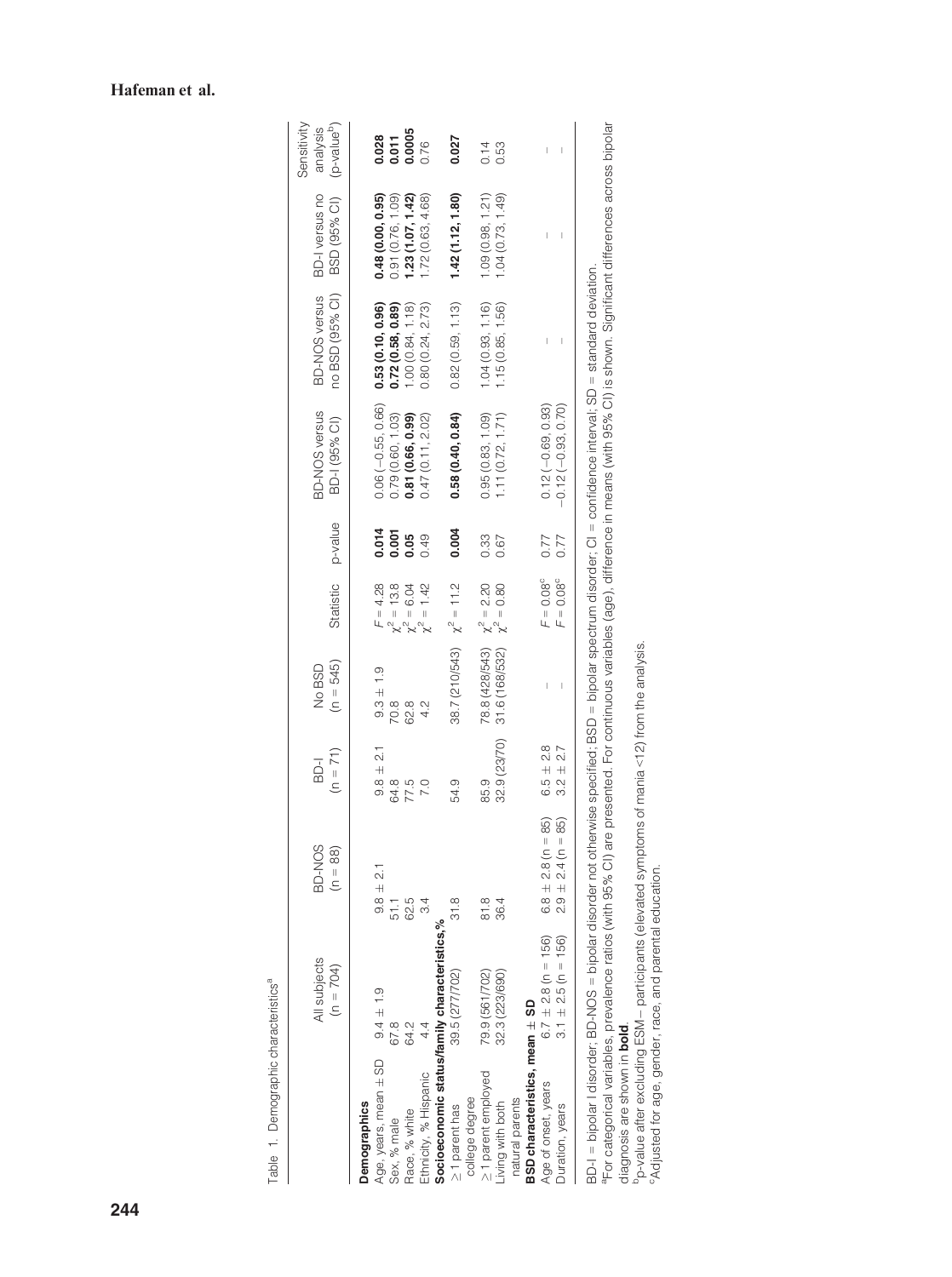Table 1. Demographic characteristics[a]

| | All subjects (n = 704) | BD-NOS (n = 88) | BD-I (n = 71) | No BSD (n = 545) | Statistic | p-value | BD-NOS versus BD-I (95% CI) | BD-NOS versus no BSD (95% CI) | BD-I versus no BSD (95% CI) | Sensitivity analysis (p-value[b]) |
|---|---|---|---|---|---|---|---|---|---|---|
| **Demographics** | | | | | | | | | | |
| Age, years, mean ± SD | 9.4 ± 1.9 | 9.8 ± 2.1 | 9.8 ± 2.1 | 9.3 ± 1.9 | $F = 4.28$ | **0.014** | 0.06 (−0.55, 0.66) | **0.53 (0.10, 0.96)** | **0.48 (0.00, 0.95)** | **0.028** |
| Sex, % male | 67.8 | 51.1 | 64.8 | 70.8 | $\chi^2 = 13.8$ | **0.001** | 0.79 (0.60, 1.03) | **0.72 (0.58, 0.89)** | 0.91 (0.76, 1.09) | **0.011** |
| Race, % white | 64.2 | 62.5 | 77.5 | 62.8 | $\chi^2 = 6.04$ | **0.05** | **0.81 (0.66, 0.99)** | 1.00 (0.84, 1.18) | **1.23 (1.07, 1.42)** | **0.0005** |
| Ethnicity, % Hispanic | 4.4 | 3.4 | 7.0 | 4.2 | $\chi^2 = 1.42$ | 0.49 | 0.47 (0.11, 2.02) | 0.80 (0.24, 2.73) | 1.72 (0.63, 4.68) | 0.76 |
| **Socioeconomic status/family characteristics,%** | | | | | | | | | | |
| ≥1 parent has college degree | 39.5 (277/702) | 31.8 | 54.9 | 38.7 (210/543) | $\chi^2 = 11.2$ | **0.004** | **0.58 (0.40, 0.84)** | 0.82 (0.59, 1.13) | **1.42 (1.12, 1.80)** | **0.027** |
| ≥1 parent employed | 79.9 (561/702) | 81.8 | 85.9 | 78.8 (428/543) | $\chi^2 = 2.20$ | 0.33 | 0.95 (0.83, 1.09) | 1.04 (0.93, 1.16) | 1.09 (0.98, 1.21) | 0.14 |
| Living with both natural parents | 32.3 (223/690) | 36.4 | 32.9 (23/70) | 31.6 (168/532) | $\chi^2 = 0.80$ | 0.67 | 1.11 (0.72, 1.71) | 1.15 (0.85, 1.56) | 1.04 (0.73, 1.49) | 0.53 |
| **BSD characteristics, mean ± SD** | | | | | | | | | | |
| Age of onset, years | 6.7 ± 2.8 (n = 156) | 6.8 ± 2.8 (n = 85) | 6.5 ± 2.8 | – | $F = 0.08$[c] | 0.77 | 0.12 (−0.69, 0.93) | – | – | – |
| Duration, years | 3.1 ± 2.5 (n = 156) | 2.9 ± 2.4 (n = 85) | 3.2 ± 2.7 | – | $F = 0.08$[c] | 0.77 | −0.12 (−0.93, 0.70) | – | – | – |

BD-I = bipolar I disorder; BD-NOS = bipolar disorder not otherwise specified; BSD = bipolar spectrum disorder; CI = confidence interval; SD = standard deviation.

[a]For categorical variables, prevalence ratios (with 95% CI) are presented. For continuous variables (age), difference in means (with 95% CI) is shown. Significant differences across bipolar diagnosis are shown in **bold**.

[b]p-value after excluding ESM– participants (elevated symptoms of mania <12) from the analysis.

[c]Adjusted for age, gender, race, and parental education.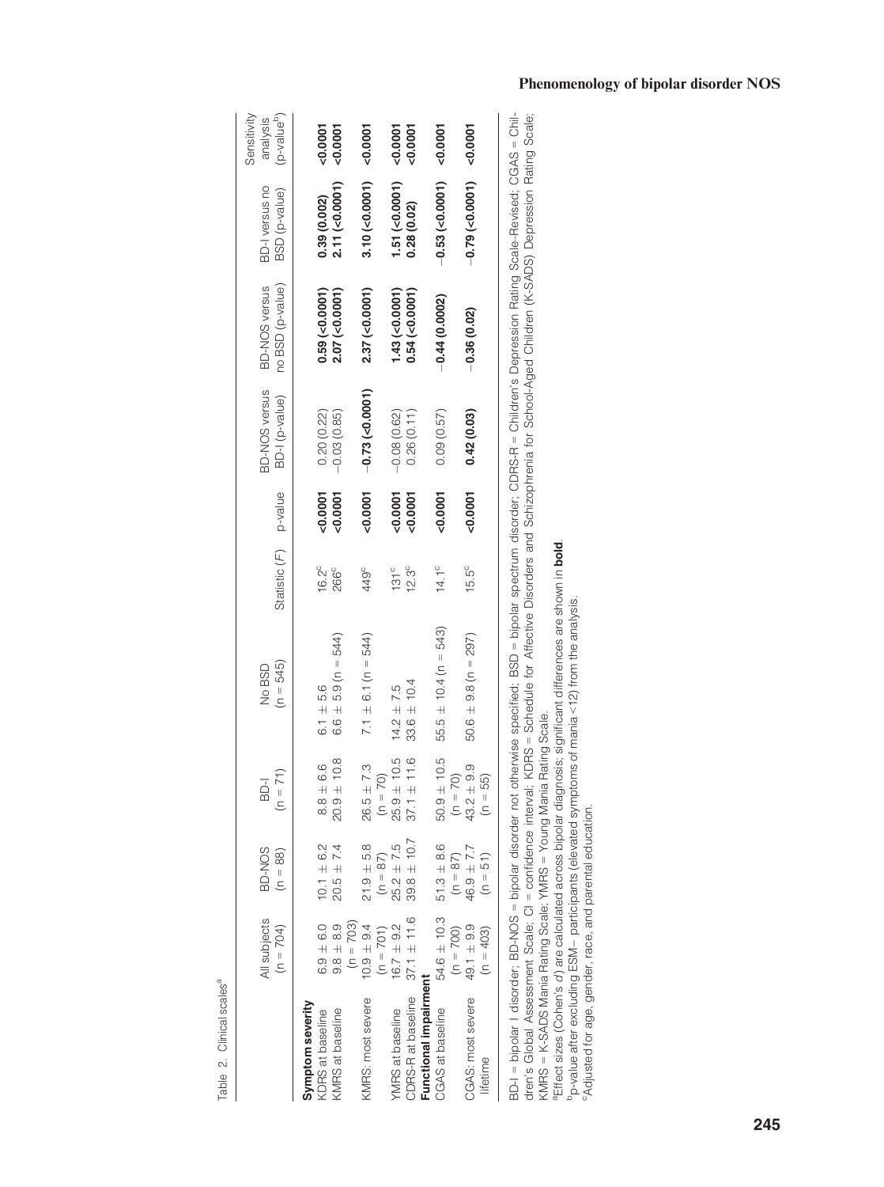Table 2. Clinical scales[a]

| | All subjects (n = 704) | BD-NOS (n = 88) | BD-I (n = 71) | No BSD (n = 545) | Statistic (*F*) | p-value | BD-NOS versus BD-I (p-value) | BD-NOS versus no BSD (p-value) | BD-I versus no BSD (p-value) | Sensitivity analysis (p-value[b]) |
|---|---|---|---|---|---|---|---|---|---|---|
| **Symptom severity** | | | | | | | | | | |
| KDRS at baseline | 6.9 ± 6.0 | 10.1 ± 6.2 | 8.8 ± 6.6 | 6.1 ± 5.6 | 16.2[c] | **<0.0001** | 0.20 (0.22) | **0.59 (<0.0001)** | **0.39 (0.002)** | **<0.0001** |
| KMRS at baseline | 9.8 ± 8.9 (n = 703) | 20.5 ± 7.4 | 20.9 ± 10.8 | 6.6 ± 5.9 (n = 544) | 266[c] | **<0.0001** | −0.03 (0.85) | **2.07 (<0.0001)** | **2.11 (<0.0001)** | **<0.0001** |
| KMRS: most severe | 10.9 ± 9.4 (n = 701) | 21.9 ± 5.8 (n = 87) | 26.5 ± 7.3 (n = 70) | 7.1 ± 6.1 (n = 544) | 449[c] | **<0.0001** | **−0.73 (<0.0001)** | **2.37 (<0.0001)** | **3.10 (<0.0001)** | **<0.0001** |
| YMRS at baseline | 16.7 ± 9.2 | 25.2 ± 7.5 | 25.9 ± 10.5 | 14.2 ± 7.5 | 131[c] | **<0.0001** | −0.08 (0.62) | **1.43 (<0.0001)** | **1.51 (<0.0001)** | **<0.0001** |
| CDRS-R at baseline | 37.1 ± 11.6 | 39.8 ± 10.7 | 37.1 ± 11.6 | 33.6 ± 10.4 | 12.3[c] | **<0.0001** | 0.26 (0.11) | **0.54 (<0.0001)** | **0.28 (0.02)** | **<0.0001** |
| **Functional impairment** | | | | | | | | | | |
| CGAS at baseline | 54.6 ± 10.3 (n = 700) | 51.3 ± 8.6 (n = 87) | 50.9 ± 10.5 (n = 70) | 55.5 ± 10.4 (n = 543) | 14.1[c] | **<0.0001** | 0.09 (0.57) | **−0.44 (0.0002)** | **−0.53 (<0.0001)** | **<0.0001** |
| CGAS: most severe lifetime | 49.1 ± 9.9 (n = 403) | 46.9 ± 7.7 (n = 51) | 43.2 ± 9.9 (n = 55) | 50.6 ± 9.8 (n = 297) | 15.5[c] | **<0.0001** | **0.42 (0.03)** | **−0.36 (0.02)** | **−0.79 (<0.0001)** | **<0.0001** |

BD-I = bipolar I disorder; BD-NOS = bipolar disorder not otherwise specified; BSD = bipolar spectrum disorder; CDRS-R = Children's Depression Rating Scale–Revised; CGAS = Children's Global Assessment Scale; CI = confidence interval; KDRS = Schedule for Affective Disorders and Schizophrenia for School-Aged Children (K-SADS) Depression Rating Scale; KMRS = K-SADS Mania Rating Scale; YMRS = Young Mania Rating Scale.

[a]Effect sizes (Cohen's *d*) are calculated across bipolar diagnosis; significant differences are shown in **bold**.

[b]p-value after excluding ESM− participants (elevated symptoms of mania <12) from the analysis.

[c]Adjusted for age, gender, race, and parental education.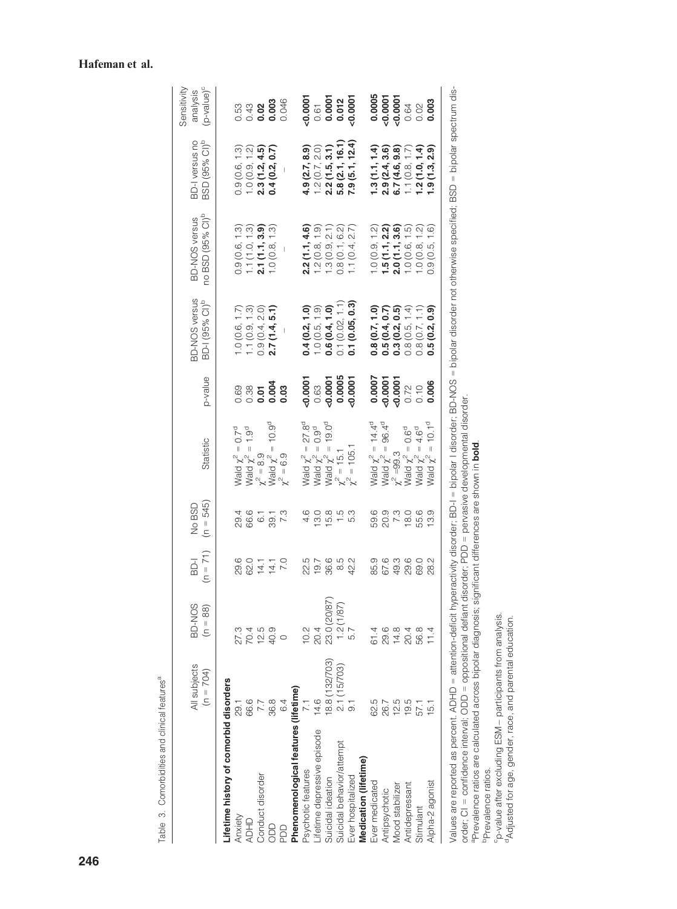Table 3. Comorbidities and clinical features[a]

| | All subjects (n = 704) | BD-NOS (n = 88) | BD-I (n = 71) | No BSD (n = 545) | Statistic | p-value | BD-NOS versus BD-I (95% CI)[b] | BD-NOS versus no BSD (95% CI)[b] | BD-I versus no BSD (95% CI)[b] | Sensitivity analysis (p-value)[c] |
|---|---|---|---|---|---|---|---|---|---|---|
| **Lifetime history of comorbid disorders** | | | | | | | | | | |
| Anxiety | 29.1 | 27.3 | 29.6 | 29.4 | Wald $\chi^2$ = 0.7[d] | 0.69 | 1.0 (0.6, 1.7) | 0.9 (0.6, 1.3) | 0.9 (0.6, 1.3) | 0.53 |
| ADHD | 66.6 | 70.4 | 62.0 | 66.6 | Wald $\chi^2$ = 1.9[d] | 0.38 | 1.1 (0.9, 1.3) | 1.1 (1.0, 1.3) | 1.0 (0.9, 1.2) | 0.43 |
| Conduct disorder | 7.7 | 12.5 | 14.1 | 6.1 | $\chi^2$ = 8.9 | **0.01** | 0.9 (0.4, 2.0) | **2.1 (1.1, 3.9)** | **2.3 (1.2, 4.5)** | **0.02** |
| ODD | 36.8 | 40.9 | 14.1 | 39.1 | Wald $\chi^2$ = 10.9[d] | **0.004** | **2.7 (1.4, 5.1)** | 1.0 (0.8, 1.3) | **0.4 (0.2, 0.7)** | **0.003** |
| PDD | 6.4 | 0 | 7.0 | 7.3 | $\chi^2$ = 6.9 | **0.03** | – | – | – | 0.046 |
| **Phenomenological features (lifetime)** | | | | | | | | | | |
| Psychotic features | 7.1 | 10.2 | 22.5 | 4.6 | Wald $\chi^2$ = 27.8[d] | **<0.0001** | **0.4 (0.2, 1.0)** | **2.2 (1.1, 4.6)** | **4.9 (2.7, 8.9)** | **<0.0001** |
| Lifetime depressive episode | 14.6 | 20.4 | 19.7 | 13.0 | Wald $\chi^2$ = 0.9[d] | 0.63 | 1.0 (0.5, 1.9) | 1.2 (0.8, 1.9) | 1.2 (0.7, 2.0) | 0.61 |
| Suicidal ideation | 18.8 (132/703) | 23.0 (20/87) | 36.6 | 15.8 | Wald $\chi^2$ = 19.0[d] | **<0.0001** | **0.6 (0.4, 1.0)** | 1.3 (0.9, 2.1) | **2.2 (1.5, 3.1)** | **0.0001** |
| Suicidal behavior/attempt | 2.1 (15/703) | 1.2 (1/87) | 8.5 | 1.5 | $\chi^2$ = 15.1 | **0.0005** | 0.1 (0.02, 1.1) | 0.8 (0.1, 6.2) | **5.8 (2.1, 16.1)** | **0.012** |
| Ever hospitalized | 9.1 | 5.7 | 42.2 | 5.3 | $\chi^2$ = 105.1 | **<0.0001** | **0.1 (0.05, 0.3)** | 1.1 (0.4, 2.7) | **7.9 (5.1, 12.4)** | **<0.0001** |
| **Medication (lifetime)** | | | | | | | | | | |
| Ever medicated | 62.5 | 61.4 | 85.9 | 59.6 | Wald $\chi^2$ = 14.4[d] | **0.0007** | **0.8 (0.7, 1.0)** | 1.0 (0.9, 1.2) | **1.3 (1.1, 1.4)** | **0.0005** |
| Antipsychotic | 26.7 | 29.6 | 67.6 | 20.9 | Wald $\chi^2$ = 96.4[d] | **<0.0001** | **0.5 (0.4, 0.7)** | **1.5 (1.1, 2.2)** | **2.9 (2.4, 3.6)** | **<0.0001** |
| Mood stabilizer | 12.5 | 14.8 | 49.3 | 7.3 | $\chi^2$ =99.3 | **<0.0001** | **0.3 (0.2, 0.5)** | **2.0 (1.1, 3.6)** | **6.7 (4.6, 9.8)** | **<0.0001** |
| Antidepressant | 19.5 | 20.4 | 29.6 | 18.0 | Wald $\chi^2$ = 0.6[d] | 0.72 | 0.8 (0.5, 1.4) | 1.0 (0.6, 1.5) | 1.1 (0.8, 1.7) | 0.64 |
| Stimulant | 57.1 | 56.8 | 69.0 | 55.6 | Wald $\chi^2$ = 4.6[d] | 0.10 | 0.8 (0.7, 1.1) | 1.0 (0.8, 1.2) | **1.2 (1.0, 1.4)** | 0.02 |
| Alpha-2 agonist | 15.1 | 11.4 | 28.2 | 13.9 | Wald $\chi^2$ = 10.1[d] | **0.006** | **0.5 (0.2, 0.9)** | 0.9 (0.5, 1.6) | **1.9 (1.3, 2.9)** | **0.003** |

Values are reported as percent. ADHD = attention-deficit hyperactivity disorder; BD-I = bipolar I disorder; BD-NOS = bipolar disorder not otherwise specified; BSD = bipolar spectrum disorder; CI = confidence interval; ODD = oppositional defiant disorder; PDD = pervasive developmental disorder.

[a]Prevalence ratios are calculated across bipolar diagnosis; significant differences are shown in **bold**.

[b]Prevalence ratios.

[c]p-value after excluding ESM– participants from analysis.

[d]Adjusted for age, gender, race, and parental education.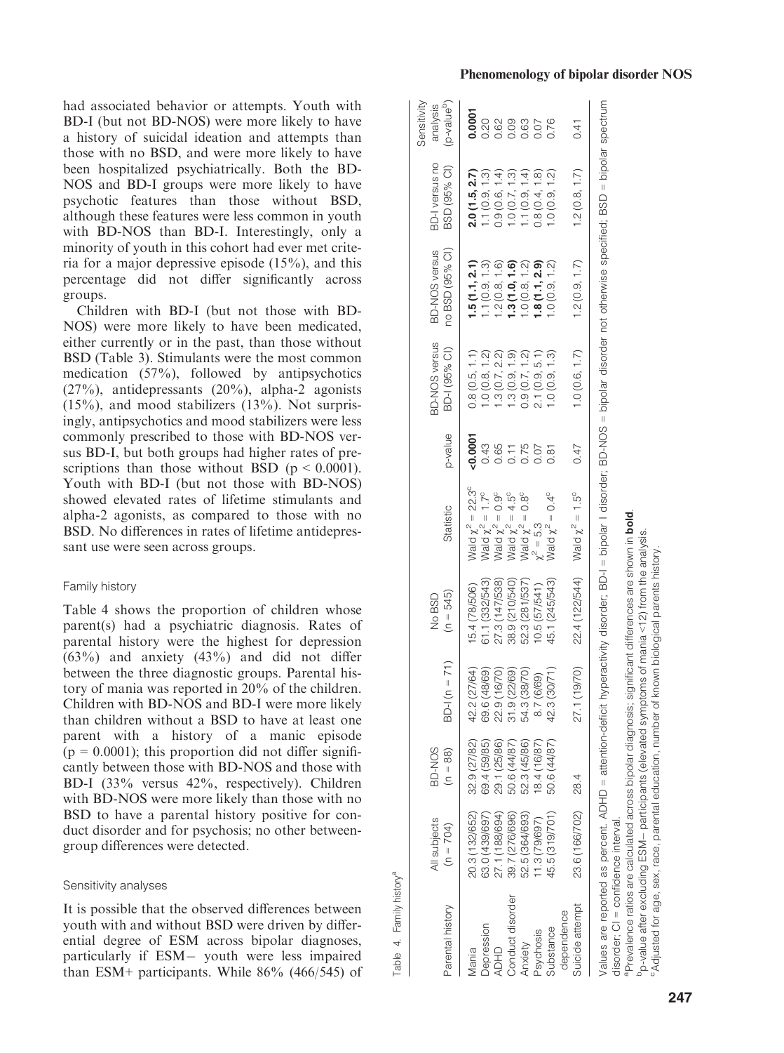had associated behavior or attempts. Youth with BD-I (but not BD-NOS) were more likely to have a history of suicidal ideation and attempts than those with no BSD, and were more likely to have been hospitalized psychiatrically. Both the BD-NOS and BD-I groups were more likely to have psychotic features than those without BSD, although these features were less common in youth with BD-NOS than BD-I. Interestingly, only a minority of youth in this cohort had ever met criteria for a major depressive episode (15%), and this percentage did not differ significantly across groups.

Children with BD-I (but not those with BD-NOS) were more likely to have been medicated, either currently or in the past, than those without BSD (Table 3). Stimulants were the most common medication (57%), followed by antipsychotics (27%), antidepressants (20%), alpha-2 agonists (15%), and mood stabilizers (13%). Not surprisingly, antipsychotics and mood stabilizers were less commonly prescribed to those with BD-NOS versus BD-I, but both groups had higher rates of prescriptions than those without BSD ($p < 0.0001$). Youth with BD-I (but not those with BD-NOS) showed elevated rates of lifetime stimulants and alpha-2 agonists, as compared to those with no BSD. No differences in rates of lifetime antidepressant use were seen across groups.

### Family history

Table 4 shows the proportion of children whose parent(s) had a psychiatric diagnosis. Rates of parental history were the highest for depression (63%) and anxiety (43%) and did not differ between the three diagnostic groups. Parental history of mania was reported in 20% of the children. Children with BD-NOS and BD-I were more likely than children without a BSD to have at least one parent with a history of a manic episode ($p = 0.0001$); this proportion did not differ significantly between those with BD-NOS and those with BD-I (33% versus 42%, respectively). Children with BD-NOS were more likely than those with no BSD to have a parental history positive for conduct disorder and for psychosis; no other between-group differences were detected.

### Sensitivity analyses

It is possible that the observed differences between youth with and without BSD were driven by differential degree of ESM across bipolar diagnoses, particularly if ESM− youth were less impaired than ESM+ participants. While 86% (466/545) of

Table 4. Family history[a]

| Parental history | All subjects (n = 704) | BD-NOS (n = 88) | BD-I (n = 71) | No BSD (n = 545) | Statistic | p-value | BD-NOS versus BD-I (95% CI) | BD-NOS versus no BSD (95% CI) | BD-I versus no BSD (95% CI) | Sensitivity analysis (p-value[b]) |
|---|---|---|---|---|---|---|---|---|---|---|
| Mania | 20.3 (132/652) | 32.9 (27/82) | 42.2 (27/64) | 15.4 (78/506) | Wald $\chi^2 = 22.3$[c] | **<0.0001** | 0.8 (0.5, 1.1) | **1.5 (1.1, 2.1)** | **2.0 (1.5, 2.7)** | **0.0001** |
| Depression | 63.0 (439/697) | 69.4 (59/85) | 69.6 (48/69) | 61.1 (332/543) | Wald $\chi^2 = 1.7$[c] | 0.43 | 1.0 (0.8, 1.2) | 1.1 (0.9, 1.3) | 1.1 (0.9, 1.3) | 0.20 |
| ADHD | 27.1 (188/694) | 29.1 (25/86) | 22.9 (16/70) | 27.3 (147/538) | Wald $\chi^2 = 0.9$[c] | 0.65 | 1.3 (0.7, 2.2) | 1.2 (0.8, 1.6) | 0.9 (0.6, 1.4) | 0.62 |
| Conduct disorder | 39.7 (276/696) | 50.6 (44/87) | 31.9 (22/69) | 38.9 (210/540) | Wald $\chi^2 = 4.5$[c] | 0.11 | 1.3 (0.9, 1.9) | **1.3 (1.0, 1.6)** | 1.0 (0.7, 1.3) | 0.09 |
| Anxiety | 52.5 (364/693) | 52.3 (45/86) | 54.3 (38/70) | 52.3 (281/537) | Wald $\chi^2 = 0.8$[c] | 0.75 | 0.9 (0.7, 1.2) | 1.0 (0.8, 1.2) | 1.1 (0.9, 1.4) | 0.63 |
| Psychosis | 11.3 (79/697) | 18.4 (16/87) | 8.7 (6/69) | 10.5 (57/541) | $\chi^2 = 5.3$ | 0.07 | 2.1 (0.9, 5.1) | **1.8 (1.1, 2.9)** | 0.8 (0.4, 1.8) | 0.07 |
| Substance dependence | 45.5 (319/701) | 50.6 (44/87) | 42.3 (30/71) | 45.1 (245/543) | Wald $\chi^2 = 0.4$[c] | 0.81 | 1.0 (0.9, 1.3) | 1.0 (0.9, 1.2) | 1.0 (0.9, 1.2) | 0.76 |
| Suicide attempt | 23.6 (166/702) | 28.4 | 27.1 (19/70) | 22.4 (122/544) | Wald $\chi^2 = 1.5$[c] | 0.47 | 1.0 (0.6, 1.7) | 1.2 (0.9, 1.7) | 1.2 (0.8, 1.7) | 0.41 |

Values are reported as percent. ADHD = attention-deficit hyperactivity disorder; BD-I = bipolar I disorder; BD-NOS = bipolar disorder not otherwise specified; BSD = bipolar spectrum disorder; CI = confidence interval.

[a]Prevalence ratios are calculated across bipolar diagnosis; significant differences are shown in **bold**.

[b]p-value after excluding ESM− participants (elevated symptoms of mania <12) from the analysis.

[c]Adjusted for age, sex, race, parental education, number of known biological parents history.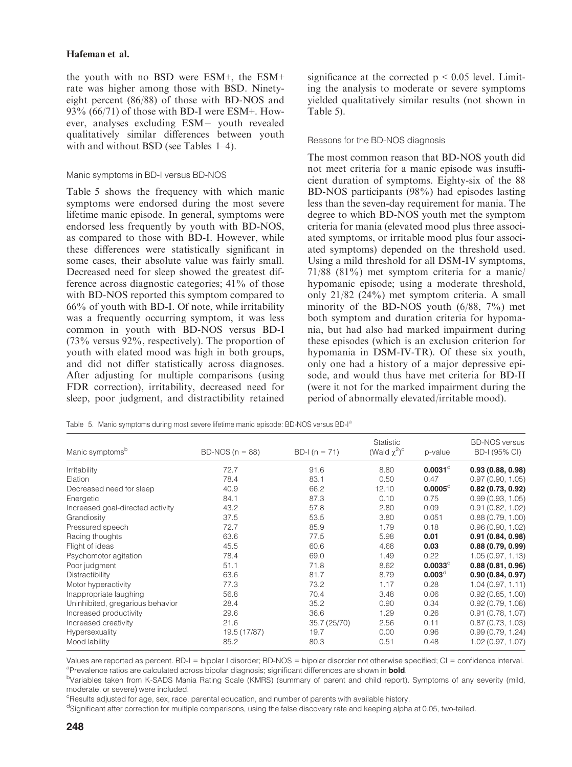the youth with no BSD were ESM+, the ESM+ rate was higher among those with BSD. Ninety-eight percent (86/88) of those with BD-NOS and 93% (66/71) of those with BD-I were ESM+. However, analyses excluding ESM− youth revealed qualitatively similar differences between youth with and without BSD (see Tables 1–4).

### Manic symptoms in BD-I versus BD-NOS

Table 5 shows the frequency with which manic symptoms were endorsed during the most severe lifetime manic episode. In general, symptoms were endorsed less frequently by youth with BD-NOS, as compared to those with BD-I. However, while these differences were statistically significant in some cases, their absolute value was fairly small. Decreased need for sleep showed the greatest difference across diagnostic categories; 41% of those with BD-NOS reported this symptom compared to 66% of youth with BD-I. Of note, while irritability was a frequently occurring symptom, it was less common in youth with BD-NOS versus BD-I (73% versus 92%, respectively). The proportion of youth with elated mood was high in both groups, and did not differ statistically across diagnoses. After adjusting for multiple comparisons (using FDR correction), irritability, decreased need for sleep, poor judgment, and distractibility retained significance at the corrected $p < 0.05$ level. Limiting the analysis to moderate or severe symptoms yielded qualitatively similar results (not shown in Table 5).

### Reasons for the BD-NOS diagnosis

The most common reason that BD-NOS youth did not meet criteria for a manic episode was insufficient duration of symptoms. Eighty-six of the 88 BD-NOS participants (98%) had episodes lasting less than the seven-day requirement for mania. The degree to which BD-NOS youth met the symptom criteria for mania (elevated mood plus three associated symptoms, or irritable mood plus four associated symptoms) depended on the threshold used. Using a mild threshold for all DSM-IV symptoms, 71/88 (81%) met symptom criteria for a manic/hypomanic episode; using a moderate threshold, only 21/82 (24%) met symptom criteria. A small minority of the BD-NOS youth (6/88, 7%) met both symptom and duration criteria for hypomania, but had also had marked impairment during these episodes (which is an exclusion criterion for hypomania in DSM-IV-TR). Of these six youth, only one had a history of a major depressive episode, and would thus have met criteria for BD-II (were it not for the marked impairment during the period of abnormally elevated/irritable mood).

Table 5. Manic symptoms during most severe lifetime manic episode: BD-NOS versus BD-I[a]

| Manic symptoms[b] | BD-NOS (n = 88) | BD-I (n = 71) | Statistic (Wald $\chi^2$)[c] | p-value | BD-NOS versus BD-I (95% CI) |
|---|---|---|---|---|---|
| Irritability | 72.7 | 91.6 | 8.80 | **0.0031**[d] | **0.93 (0.88, 0.98)** |
| Elation | 78.4 | 83.1 | 0.50 | 0.47 | 0.97 (0.90, 1.05) |
| Decreased need for sleep | 40.9 | 66.2 | 12.10 | **0.0005**[d] | **0.82 (0.73, 0.92)** |
| Energetic | 84.1 | 87.3 | 0.10 | 0.75 | 0.99 (0.93, 1.05) |
| Increased goal-directed activity | 43.2 | 57.8 | 2.80 | 0.09 | 0.91 (0.82, 1.02) |
| Grandiosity | 37.5 | 53.5 | 3.80 | 0.051 | 0.88 (0.79, 1.00) |
| Pressured speech | 72.7 | 85.9 | 1.79 | 0.18 | 0.96 (0.90, 1.02) |
| Racing thoughts | 63.6 | 77.5 | 5.98 | **0.01** | **0.91 (0.84, 0.98)** |
| Flight of ideas | 45.5 | 60.6 | 4.68 | **0.03** | **0.88 (0.79, 0.99)** |
| Psychomotor agitation | 78.4 | 69.0 | 1.49 | 0.22 | 1.05 (0.97, 1.13) |
| Poor judgment | 51.1 | 71.8 | 8.62 | **0.0033**[d] | **0.88 (0.81, 0.96)** |
| Distractibility | 63.6 | 81.7 | 8.79 | **0.003**[d] | **0.90 (0.84, 0.97)** |
| Motor hyperactivity | 77.3 | 73.2 | 1.17 | 0.28 | 1.04 (0.97, 1.11) |
| Inappropriate laughing | 56.8 | 70.4 | 3.48 | 0.06 | 0.92 (0.85, 1.00) |
| Uninhibited, gregarious behavior | 28.4 | 35.2 | 0.90 | 0.34 | 0.92 (0.79, 1.08) |
| Increased productivity | 29.6 | 36.6 | 1.29 | 0.26 | 0.91 (0.78, 1.07) |
| Increased creativity | 21.6 | 35.7 (25/70) | 2.56 | 0.11 | 0.87 (0.73, 1.03) |
| Hypersexuality | 19.5 (17/87) | 19.7 | 0.00 | 0.96 | 0.99 (0.79, 1.24) |
| Mood lability | 85.2 | 80.3 | 0.51 | 0.48 | 1.02 (0.97, 1.07) |

Values are reported as percent. BD-I = bipolar I disorder; BD-NOS = bipolar disorder not otherwise specified; CI = confidence interval.
[a]Prevalence ratios are calculated across bipolar diagnosis; significant differences are shown in **bold**.
[b]Variables taken from K-SADS Mania Rating Scale (KMRS) (summary of parent and child report). Symptoms of any severity (mild, moderate, or severe) were included.
[c]Results adjusted for age, sex, race, parental education, and number of parents with available history.
[d]Significant after correction for multiple comparisons, using the false discovery rate and keeping alpha at 0.05, two-tailed.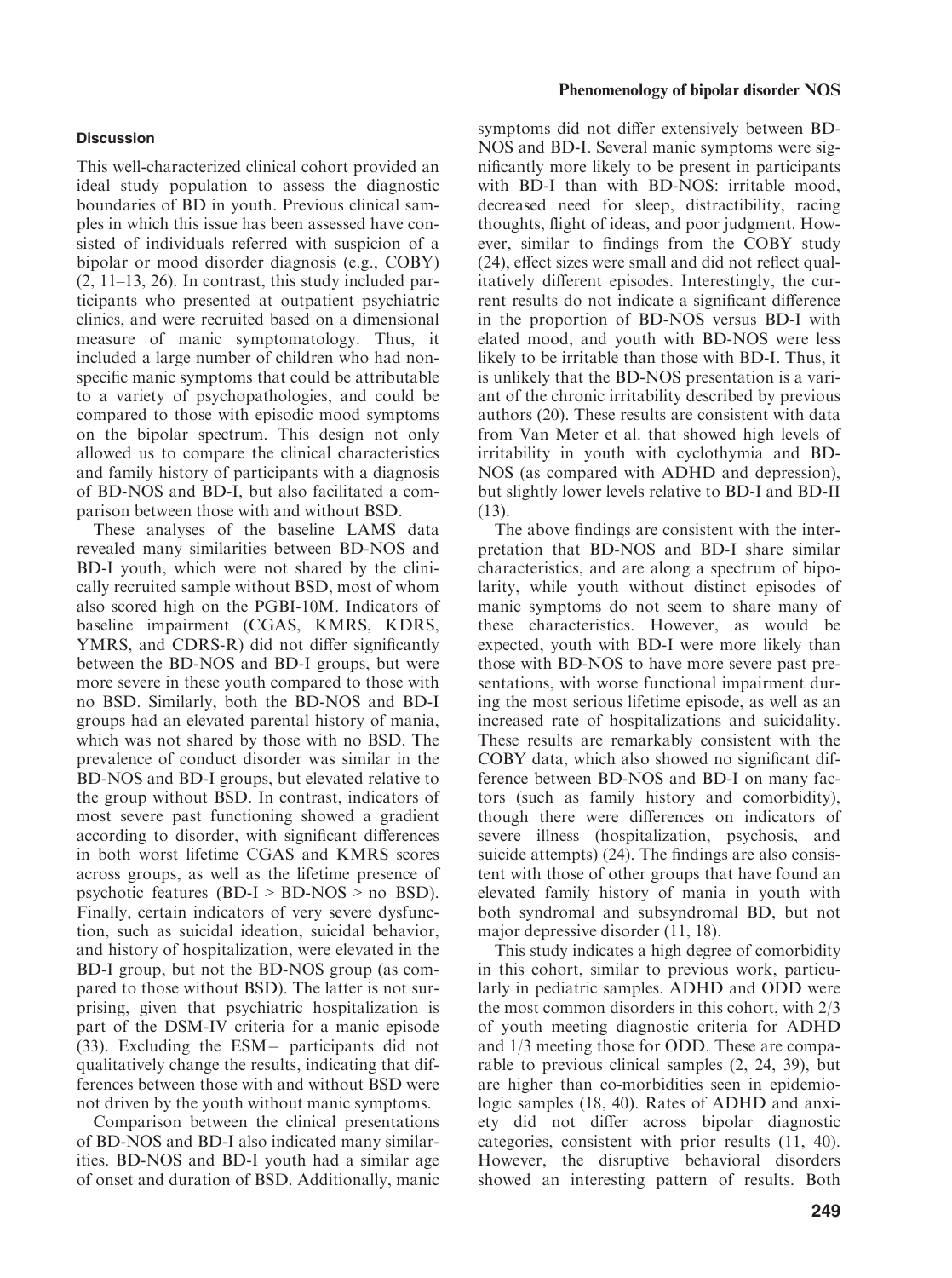## Discussion

This well-characterized clinical cohort provided an ideal study population to assess the diagnostic boundaries of BD in youth. Previous clinical samples in which this issue has been assessed have consisted of individuals referred with suspicion of a bipolar or mood disorder diagnosis (e.g., COBY) (2, 11–13, 26). In contrast, this study included participants who presented at outpatient psychiatric clinics, and were recruited based on a dimensional measure of manic symptomatology. Thus, it included a large number of children who had non-specific manic symptoms that could be attributable to a variety of psychopathologies, and could be compared to those with episodic mood symptoms on the bipolar spectrum. This design not only allowed us to compare the clinical characteristics and family history of participants with a diagnosis of BD-NOS and BD-I, but also facilitated a comparison between those with and without BSD.

These analyses of the baseline LAMS data revealed many similarities between BD-NOS and BD-I youth, which were not shared by the clinically recruited sample without BSD, most of whom also scored high on the PGBI-10M. Indicators of baseline impairment (CGAS, KMRS, KDRS, YMRS, and CDRS-R) did not differ significantly between the BD-NOS and BD-I groups, but were more severe in these youth compared to those with no BSD. Similarly, both the BD-NOS and BD-I groups had an elevated parental history of mania, which was not shared by those with no BSD. The prevalence of conduct disorder was similar in the BD-NOS and BD-I groups, but elevated relative to the group without BSD. In contrast, indicators of most severe past functioning showed a gradient according to disorder, with significant differences in both worst lifetime CGAS and KMRS scores across groups, as well as the lifetime presence of psychotic features (BD-I > BD-NOS > no BSD). Finally, certain indicators of very severe dysfunction, such as suicidal ideation, suicidal behavior, and history of hospitalization, were elevated in the BD-I group, but not the BD-NOS group (as compared to those without BSD). The latter is not surprising, given that psychiatric hospitalization is part of the DSM-IV criteria for a manic episode (33). Excluding the ESM– participants did not qualitatively change the results, indicating that differences between those with and without BSD were not driven by the youth without manic symptoms.

Comparison between the clinical presentations of BD-NOS and BD-I also indicated many similarities. BD-NOS and BD-I youth had a similar age of onset and duration of BSD. Additionally, manic symptoms did not differ extensively between BD-NOS and BD-I. Several manic symptoms were significantly more likely to be present in participants with BD-I than with BD-NOS: irritable mood, decreased need for sleep, distractibility, racing thoughts, flight of ideas, and poor judgment. However, similar to findings from the COBY study (24), effect sizes were small and did not reflect qualitatively different episodes. Interestingly, the current results do not indicate a significant difference in the proportion of BD-NOS versus BD-I with elated mood, and youth with BD-NOS were less likely to be irritable than those with BD-I. Thus, it is unlikely that the BD-NOS presentation is a variant of the chronic irritability described by previous authors (20). These results are consistent with data from Van Meter et al. that showed high levels of irritability in youth with cyclothymia and BD-NOS (as compared with ADHD and depression), but slightly lower levels relative to BD-I and BD-II (13).

The above findings are consistent with the interpretation that BD-NOS and BD-I share similar characteristics, and are along a spectrum of bipolarity, while youth without distinct episodes of manic symptoms do not seem to share many of these characteristics. However, as would be expected, youth with BD-I were more likely than those with BD-NOS to have more severe past presentations, with worse functional impairment during the most serious lifetime episode, as well as an increased rate of hospitalizations and suicidality. These results are remarkably consistent with the COBY data, which also showed no significant difference between BD-NOS and BD-I on many factors (such as family history and comorbidity), though there were differences on indicators of severe illness (hospitalization, psychosis, and suicide attempts) (24). The findings are also consistent with those of other groups that have found an elevated family history of mania in youth with both syndromal and subsyndromal BD, but not major depressive disorder (11, 18).

This study indicates a high degree of comorbidity in this cohort, similar to previous work, particularly in pediatric samples. ADHD and ODD were the most common disorders in this cohort, with 2/3 of youth meeting diagnostic criteria for ADHD and 1/3 meeting those for ODD. These are comparable to previous clinical samples (2, 24, 39), but are higher than co-morbidities seen in epidemiologic samples (18, 40). Rates of ADHD and anxiety did not differ across bipolar diagnostic categories, consistent with prior results (11, 40). However, the disruptive behavioral disorders showed an interesting pattern of results. Both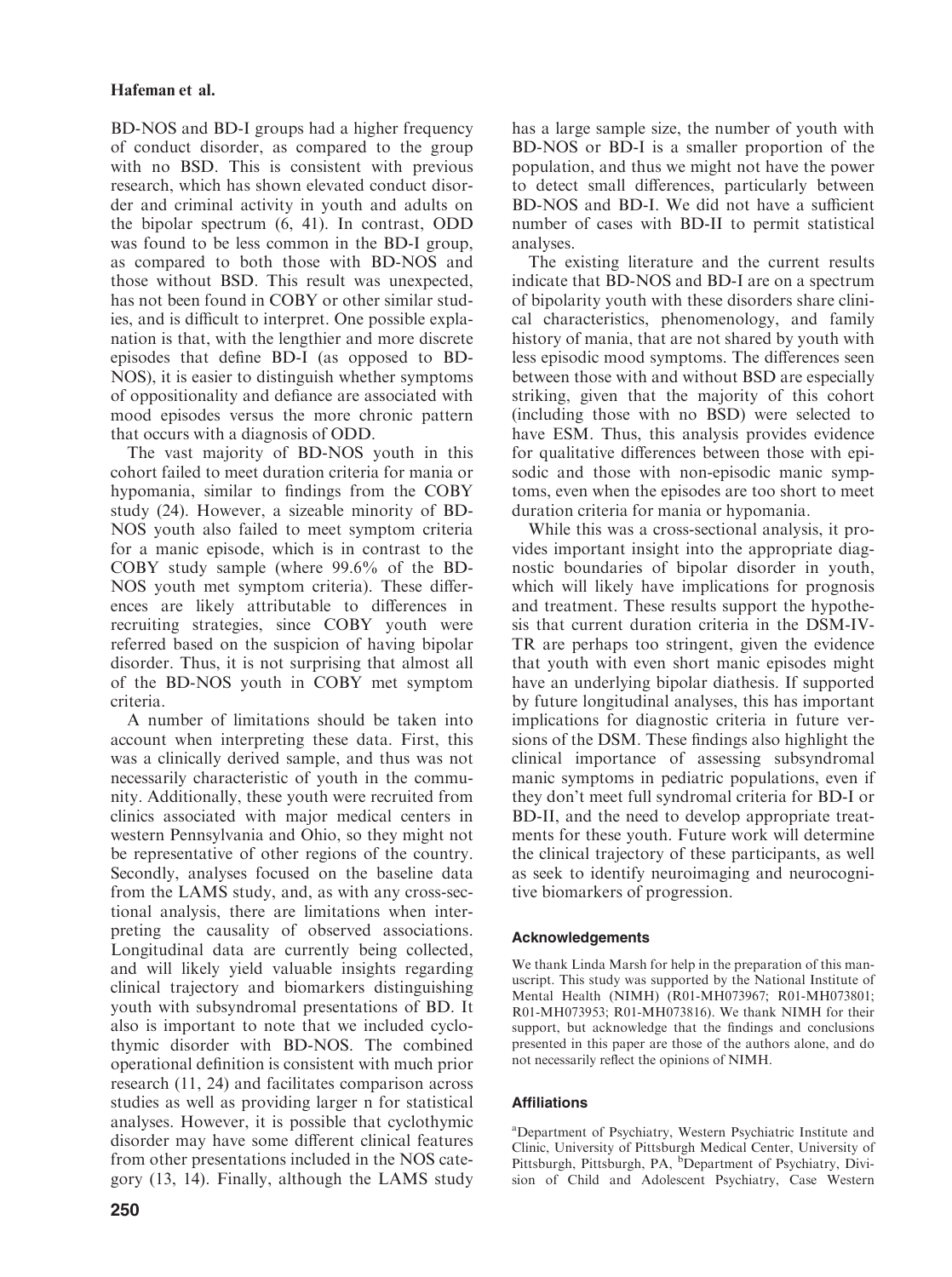BD-NOS and BD-I groups had a higher frequency of conduct disorder, as compared to the group with no BSD. This is consistent with previous research, which has shown elevated conduct disorder and criminal activity in youth and adults on the bipolar spectrum (6, 41). In contrast, ODD was found to be less common in the BD-I group, as compared to both those with BD-NOS and those without BSD. This result was unexpected, has not been found in COBY or other similar studies, and is difficult to interpret. One possible explanation is that, with the lengthier and more discrete episodes that define BD-I (as opposed to BD-NOS), it is easier to distinguish whether symptoms of oppositionality and defiance are associated with mood episodes versus the more chronic pattern that occurs with a diagnosis of ODD.

The vast majority of BD-NOS youth in this cohort failed to meet duration criteria for mania or hypomania, similar to findings from the COBY study (24). However, a sizeable minority of BD-NOS youth also failed to meet symptom criteria for a manic episode, which is in contrast to the COBY study sample (where 99.6% of the BD-NOS youth met symptom criteria). These differences are likely attributable to differences in recruiting strategies, since COBY youth were referred based on the suspicion of having bipolar disorder. Thus, it is not surprising that almost all of the BD-NOS youth in COBY met symptom criteria.

A number of limitations should be taken into account when interpreting these data. First, this was a clinically derived sample, and thus was not necessarily characteristic of youth in the community. Additionally, these youth were recruited from clinics associated with major medical centers in western Pennsylvania and Ohio, so they might not be representative of other regions of the country. Secondly, analyses focused on the baseline data from the LAMS study, and, as with any cross-sectional analysis, there are limitations when interpreting the causality of observed associations. Longitudinal data are currently being collected, and will likely yield valuable insights regarding clinical trajectory and biomarkers distinguishing youth with subsyndromal presentations of BD. It also is important to note that we included cyclothymic disorder with BD-NOS. The combined operational definition is consistent with much prior research (11, 24) and facilitates comparison across studies as well as providing larger n for statistical analyses. However, it is possible that cyclothymic disorder may have some different clinical features from other presentations included in the NOS category (13, 14). Finally, although the LAMS study has a large sample size, the number of youth with BD-NOS or BD-I is a smaller proportion of the population, and thus we might not have the power to detect small differences, particularly between BD-NOS and BD-I. We did not have a sufficient number of cases with BD-II to permit statistical analyses.

The existing literature and the current results indicate that BD-NOS and BD-I are on a spectrum of bipolarity youth with these disorders share clinical characteristics, phenomenology, and family history of mania, that are not shared by youth with less episodic mood symptoms. The differences seen between those with and without BSD are especially striking, given that the majority of this cohort (including those with no BSD) were selected to have ESM. Thus, this analysis provides evidence for qualitative differences between those with episodic and those with non-episodic manic symptoms, even when the episodes are too short to meet duration criteria for mania or hypomania.

While this was a cross-sectional analysis, it provides important insight into the appropriate diagnostic boundaries of bipolar disorder in youth, which will likely have implications for prognosis and treatment. These results support the hypothesis that current duration criteria in the DSM-IV-TR are perhaps too stringent, given the evidence that youth with even short manic episodes might have an underlying bipolar diathesis. If supported by future longitudinal analyses, this has important implications for diagnostic criteria in future versions of the DSM. These findings also highlight the clinical importance of assessing subsyndromal manic symptoms in pediatric populations, even if they don't meet full syndromal criteria for BD-I or BD-II, and the need to develop appropriate treatments for these youth. Future work will determine the clinical trajectory of these participants, as well as seek to identify neuroimaging and neurocognitive biomarkers of progression.

## Acknowledgements

We thank Linda Marsh for help in the preparation of this manuscript. This study was supported by the National Institute of Mental Health (NIMH) (R01-MH073967; R01-MH073801; R01-MH073953; R01-MH073816). We thank NIMH for their support, but acknowledge that the findings and conclusions presented in this paper are those of the authors alone, and do not necessarily reflect the opinions of NIMH.

## Affiliations

[a]Department of Psychiatry, Western Psychiatric Institute and Clinic, University of Pittsburgh Medical Center, University of Pittsburgh, Pittsburgh, PA, [b]Department of Psychiatry, Division of Child and Adolescent Psychiatry, Case Western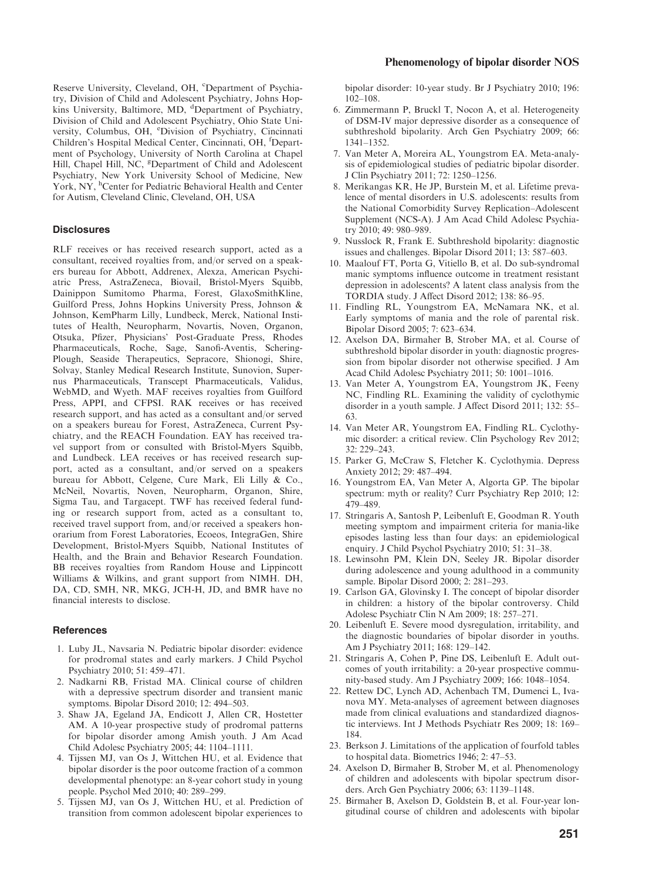Reserve University, Cleveland, OH, [c]Department of Psychiatry, Division of Child and Adolescent Psychiatry, Johns Hopkins University, Baltimore, MD, [d]Department of Psychiatry, Division of Child and Adolescent Psychiatry, Ohio State University, Columbus, OH, [e]Division of Psychiatry, Cincinnati Children's Hospital Medical Center, Cincinnati, OH, [f]Department of Psychology, University of North Carolina at Chapel Hill, Chapel Hill, NC, [g]Department of Child and Adolescent Psychiatry, New York University School of Medicine, New York, NY, [h]Center for Pediatric Behavioral Health and Center for Autism, Cleveland Clinic, Cleveland, OH, USA

## Disclosures

RLF receives or has received research support, acted as a consultant, received royalties from, and/or served on a speakers bureau for Abbott, Addrenex, Alexza, American Psychiatric Press, AstraZeneca, Biovail, Bristol-Myers Squibb, Dainippon Sumitomo Pharma, Forest, GlaxoSmithKline, Guilford Press, Johns Hopkins University Press, Johnson & Johnson, KemPharm Lilly, Lundbeck, Merck, National Institutes of Health, Neuropharm, Novartis, Noven, Organon, Otsuka, Pfizer, Physicians' Post-Graduate Press, Rhodes Pharmaceuticals, Roche, Sage, Sanofi-Aventis, Schering-Plough, Seaside Therapeutics, Sepracore, Shionogi, Shire, Solvay, Stanley Medical Research Institute, Sunovion, Supernus Pharmaceuticals, Transcept Pharmaceuticals, Validus, WebMD, and Wyeth. MAF receives royalties from Guilford Press, APPI, and CFPSI. RAK receives or has received research support, and has acted as a consultant and/or served on a speakers bureau for Forest, AstraZeneca, Current Psychiatry, and the REACH Foundation. EAY has received travel support from or consulted with Bristol-Myers Squibb, and Lundbeck. LEA receives or has received research support, acted as a consultant, and/or served on a speakers bureau for Abbott, Celgene, Cure Mark, Eli Lilly & Co., McNeil, Novartis, Noven, Neuropharm, Organon, Shire, Sigma Tau, and Targacept. TWF has received federal funding or research support from, acted as a consultant to, received travel support from, and/or received a speakers honorarium from Forest Laboratories, Ecoeos, IntegraGen, Shire Development, Bristol-Myers Squibb, National Institutes of Health, and the Brain and Behavior Research Foundation. BB receives royalties from Random House and Lippincott Williams & Wilkins, and grant support from NIMH. DH, DA, CD, SMH, NR, MKG, JCH-H, JD, and BMR have no financial interests to disclose.

## References

1. Luby JL, Navsaria N. Pediatric bipolar disorder: evidence for prodromal states and early markers. J Child Psychol Psychiatry 2010; 51: 459–471.
2. Nadkarni RB, Fristad MA. Clinical course of children with a depressive spectrum disorder and transient manic symptoms. Bipolar Disord 2010; 12: 494–503.
3. Shaw JA, Egeland JA, Endicott J, Allen CR, Hostetter AM. A 10-year prospective study of prodromal patterns for bipolar disorder among Amish youth. J Am Acad Child Adolesc Psychiatry 2005; 44: 1104–1111.
4. Tijssen MJ, van Os J, Wittchen HU, et al. Evidence that bipolar disorder is the poor outcome fraction of a common developmental phenotype: an 8-year cohort study in young people. Psychol Med 2010; 40: 289–299.
5. Tijssen MJ, van Os J, Wittchen HU, et al. Prediction of transition from common adolescent bipolar experiences to bipolar disorder: 10-year study. Br J Psychiatry 2010; 196: 102–108.
6. Zimmermann P, Bruckl T, Nocon A, et al. Heterogeneity of DSM-IV major depressive disorder as a consequence of subthreshold bipolarity. Arch Gen Psychiatry 2009; 66: 1341–1352.
7. Van Meter A, Moreira AL, Youngstrom EA. Meta-analysis of epidemiological studies of pediatric bipolar disorder. J Clin Psychiatry 2011; 72: 1250–1256.
8. Merikangas KR, He JP, Burstein M, et al. Lifetime prevalence of mental disorders in U.S. adolescents: results from the National Comorbidity Survey Replication–Adolescent Supplement (NCS-A). J Am Acad Child Adolesc Psychiatry 2010; 49: 980–989.
9. Nusslock R, Frank E. Subthreshold bipolarity: diagnostic issues and challenges. Bipolar Disord 2011; 13: 587–603.
10. Maalouf FT, Porta G, Vitiello B, et al. Do sub-syndromal manic symptoms influence outcome in treatment resistant depression in adolescents? A latent class analysis from the TORDIA study. J Affect Disord 2012; 138: 86–95.
11. Findling RL, Youngstrom EA, McNamara NK, et al. Early symptoms of mania and the role of parental risk. Bipolar Disord 2005; 7: 623–634.
12. Axelson DA, Birmaher B, Strober MA, et al. Course of subthreshold bipolar disorder in youth: diagnostic progression from bipolar disorder not otherwise specified. J Am Acad Child Adolesc Psychiatry 2011; 50: 1001–1016.
13. Van Meter A, Youngstrom EA, Youngstrom JK, Feeny NC, Findling RL. Examining the validity of cyclothymic disorder in a youth sample. J Affect Disord 2011; 132: 55–63.
14. Van Meter AR, Youngstrom EA, Findling RL. Cyclothymic disorder: a critical review. Clin Psychology Rev 2012; 32: 229–243.
15. Parker G, McCraw S, Fletcher K. Cyclothymia. Depress Anxiety 2012; 29: 487–494.
16. Youngstrom EA, Van Meter A, Algorta GP. The bipolar spectrum: myth or reality? Curr Psychiatry Rep 2010; 12: 479–489.
17. Stringaris A, Santosh P, Leibenluft E, Goodman R. Youth meeting symptom and impairment criteria for mania-like episodes lasting less than four days: an epidemiological enquiry. J Child Psychol Psychiatry 2010; 51: 31–38.
18. Lewinsohn PM, Klein DN, Seeley JR. Bipolar disorder during adolescence and young adulthood in a community sample. Bipolar Disord 2000; 2: 281–293.
19. Carlson GA, Glovinsky I. The concept of bipolar disorder in children: a history of the bipolar controversy. Child Adolesc Psychiatr Clin N Am 2009; 18: 257–271.
20. Leibenluft E. Severe mood dysregulation, irritability, and the diagnostic boundaries of bipolar disorder in youths. Am J Psychiatry 2011; 168: 129–142.
21. Stringaris A, Cohen P, Pine DS, Leibenluft E. Adult outcomes of youth irritability: a 20-year prospective community-based study. Am J Psychiatry 2009; 166: 1048–1054.
22. Rettew DC, Lynch AD, Achenbach TM, Dumenci L, Ivanova MY. Meta-analyses of agreement between diagnoses made from clinical evaluations and standardized diagnostic interviews. Int J Methods Psychiatr Res 2009; 18: 169–184.
23. Berkson J. Limitations of the application of fourfold tables to hospital data. Biometrics 1946; 2: 47–53.
24. Axelson D, Birmaher B, Strober M, et al. Phenomenology of children and adolescents with bipolar spectrum disorders. Arch Gen Psychiatry 2006; 63: 1139–1148.
25. Birmaher B, Axelson D, Goldstein B, et al. Four-year longitudinal course of children and adolescents with bipolar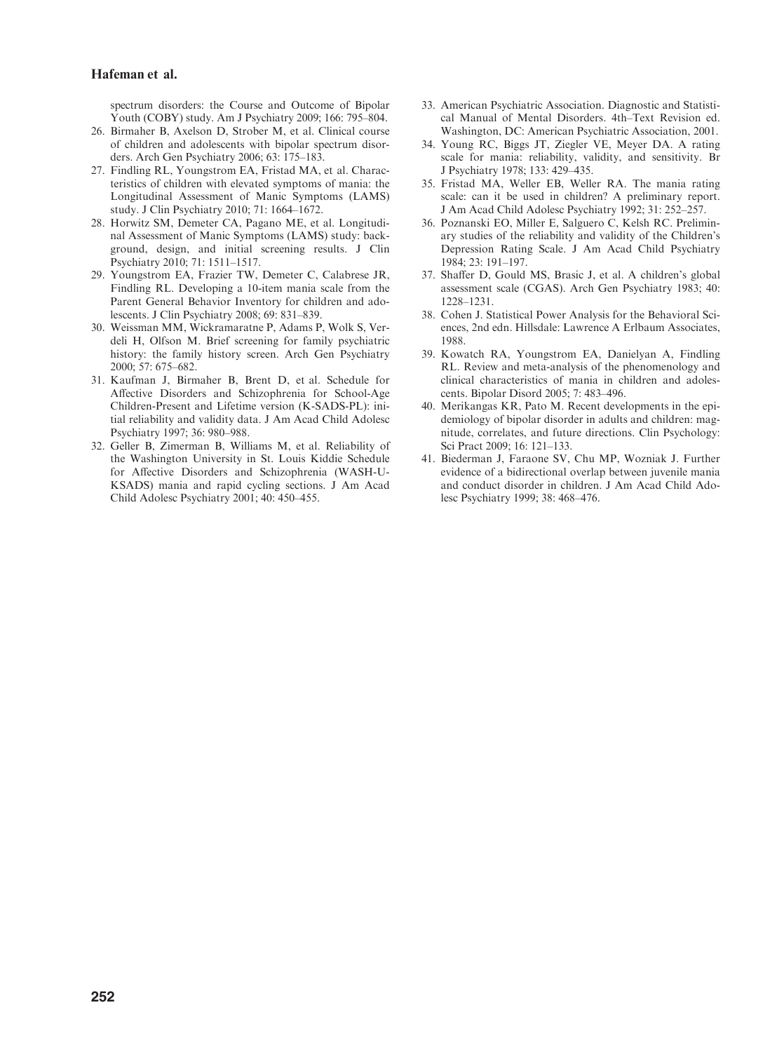spectrum disorders: the Course and Outcome of Bipolar Youth (COBY) study. Am J Psychiatry 2009; 166: 795–804.

26. Birmaher B, Axelson D, Strober M, et al. Clinical course of children and adolescents with bipolar spectrum disorders. Arch Gen Psychiatry 2006; 63: 175–183.
27. Findling RL, Youngstrom EA, Fristad MA, et al. Characteristics of children with elevated symptoms of mania: the Longitudinal Assessment of Manic Symptoms (LAMS) study. J Clin Psychiatry 2010; 71: 1664–1672.
28. Horwitz SM, Demeter CA, Pagano ME, et al. Longitudinal Assessment of Manic Symptoms (LAMS) study: background, design, and initial screening results. J Clin Psychiatry 2010; 71: 1511–1517.
29. Youngstrom EA, Frazier TW, Demeter C, Calabrese JR, Findling RL. Developing a 10-item mania scale from the Parent General Behavior Inventory for children and adolescents. J Clin Psychiatry 2008; 69: 831–839.
30. Weissman MM, Wickramaratne P, Adams P, Wolk S, Verdeli H, Olfson M. Brief screening for family psychiatric history: the family history screen. Arch Gen Psychiatry 2000; 57: 675–682.
31. Kaufman J, Birmaher B, Brent D, et al. Schedule for Affective Disorders and Schizophrenia for School-Age Children-Present and Lifetime version (K-SADS-PL): initial reliability and validity data. J Am Acad Child Adolesc Psychiatry 1997; 36: 980–988.
32. Geller B, Zimerman B, Williams M, et al. Reliability of the Washington University in St. Louis Kiddie Schedule for Affective Disorders and Schizophrenia (WASH-U-KSADS) mania and rapid cycling sections. J Am Acad Child Adolesc Psychiatry 2001; 40: 450–455.
33. American Psychiatric Association. Diagnostic and Statistical Manual of Mental Disorders. 4th–Text Revision ed. Washington, DC: American Psychiatric Association, 2001.
34. Young RC, Biggs JT, Ziegler VE, Meyer DA. A rating scale for mania: reliability, validity, and sensitivity. Br J Psychiatry 1978; 133: 429–435.
35. Fristad MA, Weller EB, Weller RA. The mania rating scale: can it be used in children? A preliminary report. J Am Acad Child Adolesc Psychiatry 1992; 31: 252–257.
36. Poznanski EO, Miller E, Salguero C, Kelsh RC. Preliminary studies of the reliability and validity of the Children's Depression Rating Scale. J Am Acad Child Psychiatry 1984; 23: 191–197.
37. Shaffer D, Gould MS, Brasic J, et al. A children's global assessment scale (CGAS). Arch Gen Psychiatry 1983; 40: 1228–1231.
38. Cohen J. Statistical Power Analysis for the Behavioral Sciences, 2nd edn. Hillsdale: Lawrence A Erlbaum Associates, 1988.
39. Kowatch RA, Youngstrom EA, Danielyan A, Findling RL. Review and meta-analysis of the phenomenology and clinical characteristics of mania in children and adolescents. Bipolar Disord 2005; 7: 483–496.
40. Merikangas KR, Pato M. Recent developments in the epidemiology of bipolar disorder in adults and children: magnitude, correlates, and future directions. Clin Psychology: Sci Pract 2009; 16: 121–133.
41. Biederman J, Faraone SV, Chu MP, Wozniak J. Further evidence of a bidirectional overlap between juvenile mania and conduct disorder in children. J Am Acad Child Adolesc Psychiatry 1999; 38: 468–476.